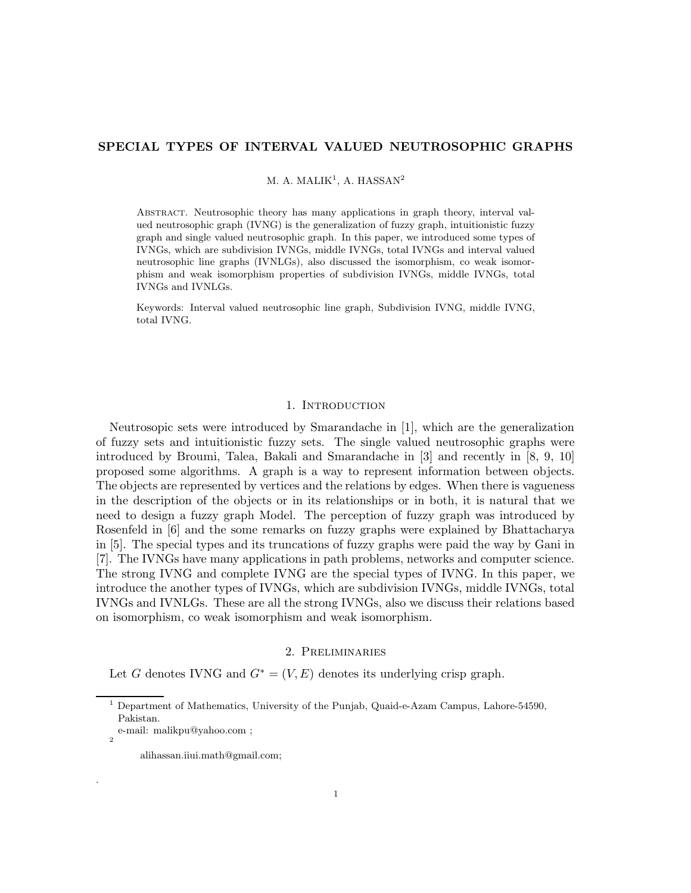# SPECIAL TYPES OF INTERVAL VALUED NEUTROSOPHIC GRAPHS

M. A. MALIK[1], A. HASSAN[2]

Abstract. Neutrosophic theory has many applications in graph theory, interval valued neutrosophic graph (IVNG) is the generalization of fuzzy graph, intuitionistic fuzzy graph and single valued neutrosophic graph. In this paper, we introduced some types of IVNGs, which are subdivision IVNGs, middle IVNGs, total IVNGs and interval valued neutrosophic line graphs (IVNLGs), also discussed the isomorphism, co weak isomorphism and weak isomorphism properties of subdivision IVNGs, middle IVNGs, total IVNGs and IVNLGs.

Keywords: Interval valued neutrosophic line graph, Subdivision IVNG, middle IVNG, total IVNG.

## 1. Introduction

Neutrosopic sets were introduced by Smarandache in [1], which are the generalization of fuzzy sets and intuitionistic fuzzy sets. The single valued neutrosophic graphs were introduced by Broumi, Talea, Bakali and Smarandache in [3] and recently in [8, 9, 10] proposed some algorithms. A graph is a way to represent information between objects. The objects are represented by vertices and the relations by edges. When there is vagueness in the description of the objects or in its relationships or in both, it is natural that we need to design a fuzzy graph Model. The perception of fuzzy graph was introduced by Rosenfeld in [6] and the some remarks on fuzzy graphs were explained by Bhattacharya in [5]. The special types and its truncations of fuzzy graphs were paid the way by Gani in [7]. The IVNGs have many applications in path problems, networks and computer science. The strong IVNG and complete IVNG are the special types of IVNG. In this paper, we introduce the another types of IVNGs, which are subdivision IVNGs, middle IVNGs, total IVNGs and IVNLGs. These are all the strong IVNGs, also we discuss their relations based on isomorphism, co weak isomorphism and weak isomorphism.

## 2. Preliminaries

Let $G$ denotes IVNG and $G^* = (V, E)$ denotes its underlying crisp graph.

---

[1] Department of Mathematics, University of the Punjab, Quaid-e-Azam Campus, Lahore-54590, Pakistan.
e-mail: malikpu@yahoo.com ;

[2] alihassan.iiui.math@gmail.com;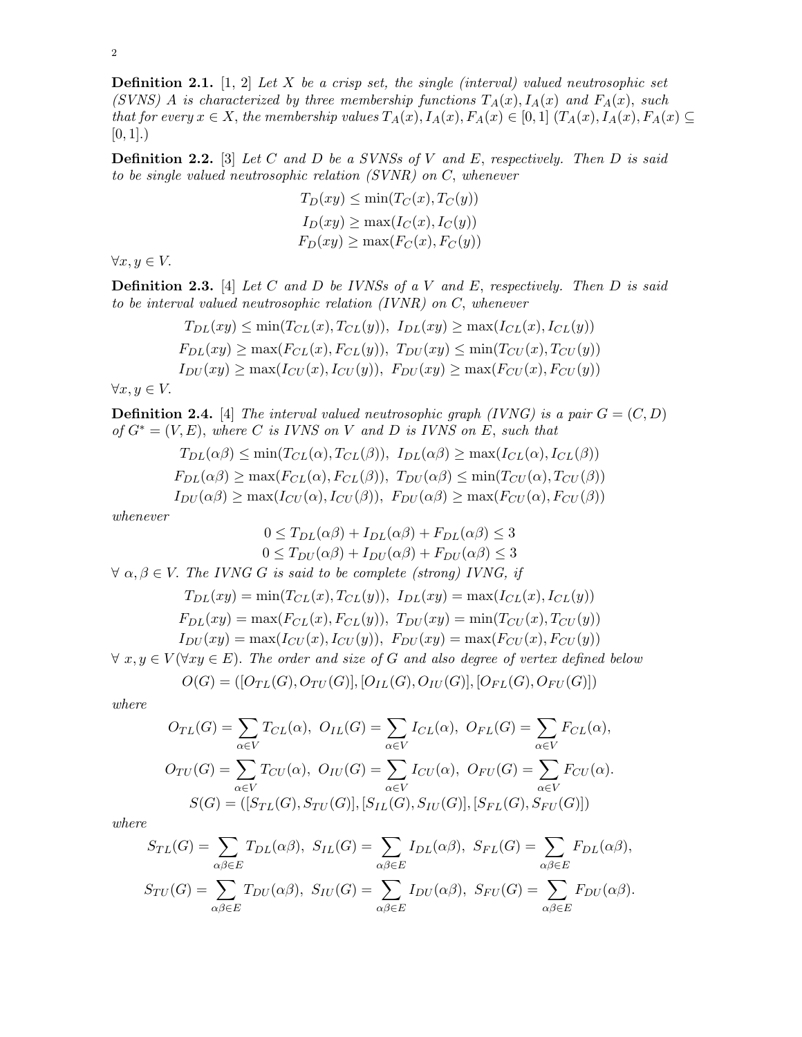**Definition 2.1.** [1, 2] *Let $X$ be a crisp set, the single (interval) valued neutrosophic set (SVNS) $A$ is characterized by three membership functions $T_A(x), I_A(x)$ and $F_A(x)$, such that for every $x \in X$, the membership values $T_A(x), I_A(x), F_A(x) \in [0,1]$ $(T_A(x), I_A(x), F_A(x) \subseteq [0,1].)$*

**Definition 2.2.** [3] *Let $C$ and $D$ be a SVNSs of $V$ and $E$, respectively. Then $D$ is said to be single valued neutrosophic relation (SVNR) on $C$, whenever*

$$T_D(xy) \leq \min(T_C(x), T_C(y))$$
$$I_D(xy) \geq \max(I_C(x), I_C(y))$$
$$F_D(xy) \geq \max(F_C(x), F_C(y))$$

$\forall x, y \in V$.

**Definition 2.3.** [4] *Let $C$ and $D$ be IVNSs of a $V$ and $E$, respectively. Then $D$ is said to be interval valued neutrosophic relation (IVNR) on $C$, whenever*

$$T_{DL}(xy) \leq \min(T_{CL}(x), T_{CL}(y)), \ I_{DL}(xy) \geq \max(I_{CL}(x), I_{CL}(y))$$
$$F_{DL}(xy) \geq \max(F_{CL}(x), F_{CL}(y)), \ T_{DU}(xy) \leq \min(T_{CU}(x), T_{CU}(y))$$
$$I_{DU}(xy) \geq \max(I_{CU}(x), I_{CU}(y)), \ F_{DU}(xy) \geq \max(F_{CU}(x), F_{CU}(y))$$

$\forall x, y \in V$.

**Definition 2.4.** [4] *The interval valued neutrosophic graph (IVNG) is a pair $G = (C, D)$ of $G^* = (V, E)$, where $C$ is IVNS on $V$ and $D$ is IVNS on $E$, such that*

$$T_{DL}(\alpha\beta) \leq \min(T_{CL}(\alpha), T_{CL}(\beta)), \ I_{DL}(\alpha\beta) \geq \max(I_{CL}(\alpha), I_{CL}(\beta))$$
$$F_{DL}(\alpha\beta) \geq \max(F_{CL}(\alpha), F_{CL}(\beta)), \ T_{DU}(\alpha\beta) \leq \min(T_{CU}(\alpha), T_{CU}(\beta))$$
$$I_{DU}(\alpha\beta) \geq \max(I_{CU}(\alpha), I_{CU}(\beta)), \ F_{DU}(\alpha\beta) \geq \max(F_{CU}(\alpha), F_{CU}(\beta))$$

*whenever*

$$0 \leq T_{DL}(\alpha\beta) + I_{DL}(\alpha\beta) + F_{DL}(\alpha\beta) \leq 3$$
$$0 \leq T_{DU}(\alpha\beta) + I_{DU}(\alpha\beta) + F_{DU}(\alpha\beta) \leq 3$$

*$\forall \ \alpha, \beta \in V$. The IVNG $G$ is said to be complete (strong) IVNG, if*

$$T_{DL}(xy) = \min(T_{CL}(x), T_{CL}(y)), \ I_{DL}(xy) = \max(I_{CL}(x), I_{CL}(y))$$
$$F_{DL}(xy) = \max(F_{CL}(x), F_{CL}(y)), \ T_{DU}(xy) = \min(T_{CU}(x), T_{CU}(y))$$
$$I_{DU}(xy) = \max(I_{CU}(x), I_{CU}(y)), \ F_{DU}(xy) = \max(F_{CU}(x), F_{CU}(y))$$

*$\forall \ x, y \in V (\forall xy \in E)$. The order and size of $G$ and also degree of vertex defined below*

$$O(G) = ([O_{TL}(G), O_{TU}(G)], [O_{IL}(G), O_{IU}(G)], [O_{FL}(G), O_{FU}(G)])$$

*where*

$$O_{TL}(G) = \sum_{\alpha \in V} T_{CL}(\alpha), \ O_{IL}(G) = \sum_{\alpha \in V} I_{CL}(\alpha), \ O_{FL}(G) = \sum_{\alpha \in V} F_{CL}(\alpha),$$
$$O_{TU}(G) = \sum_{\alpha \in V} T_{CU}(\alpha), \ O_{IU}(G) = \sum_{\alpha \in V} I_{CU}(\alpha), \ O_{FU}(G) = \sum_{\alpha \in V} F_{CU}(\alpha).$$
$$S(G) = ([S_{TL}(G), S_{TU}(G)], [S_{IL}(G), S_{IU}(G)], [S_{FL}(G), S_{FU}(G)])$$

*where*

$$S_{TL}(G) = \sum_{\alpha\beta \in E} T_{DL}(\alpha\beta), \ S_{IL}(G) = \sum_{\alpha\beta \in E} I_{DL}(\alpha\beta), \ S_{FL}(G) = \sum_{\alpha\beta \in E} F_{DL}(\alpha\beta),$$
$$S_{TU}(G) = \sum_{\alpha\beta \in E} T_{DU}(\alpha\beta), \ S_{IU}(G) = \sum_{\alpha\beta \in E} I_{DU}(\alpha\beta), \ S_{FU}(G) = \sum_{\alpha\beta \in E} F_{DU}(\alpha\beta).$$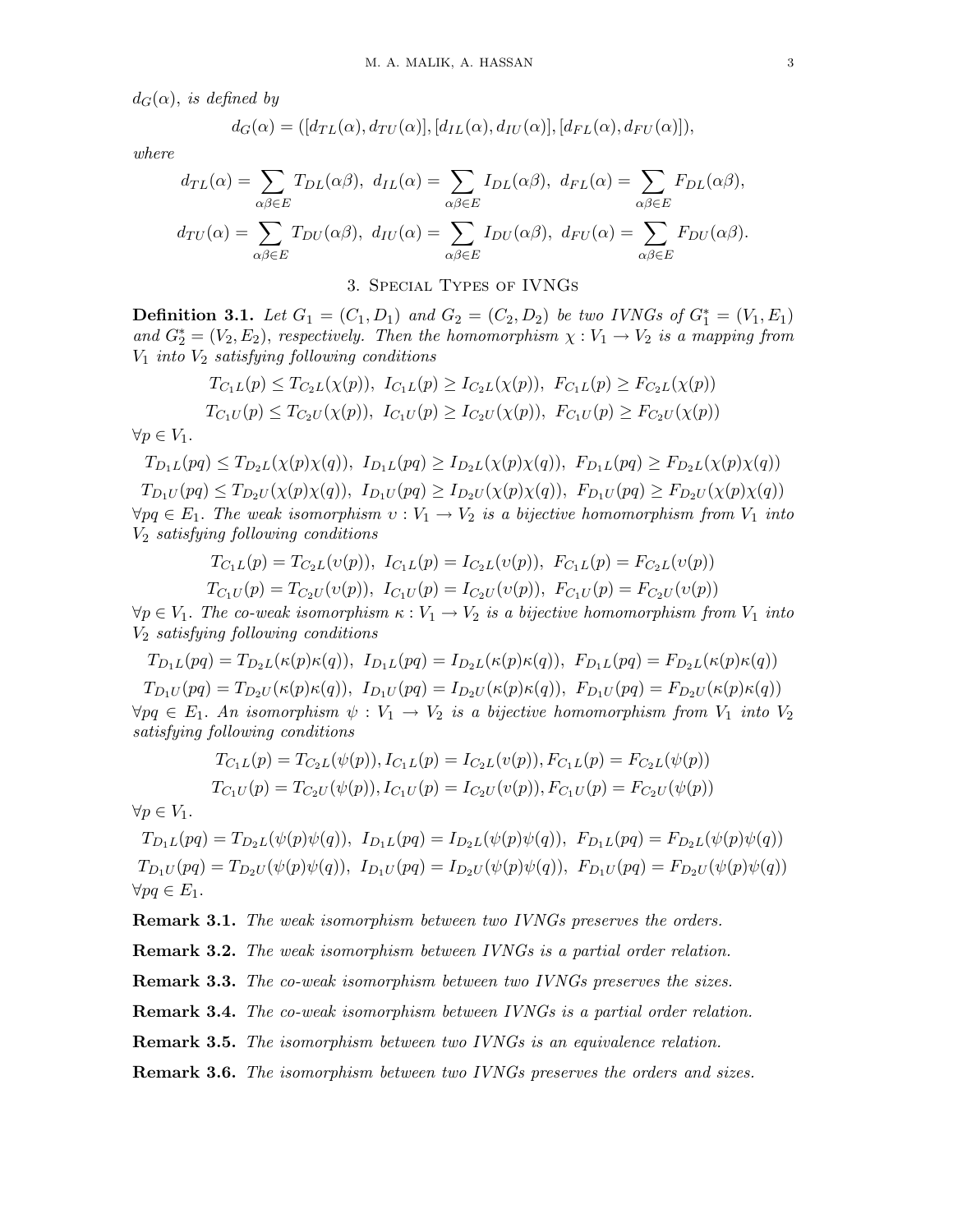*$d_G(\alpha)$, is defined by*

$$d_G(\alpha) = ([d_{TL}(\alpha), d_{TU}(\alpha)], [d_{IL}(\alpha), d_{IU}(\alpha)], [d_{FL}(\alpha), d_{FU}(\alpha)]),$$

*where*

$$d_{TL}(\alpha) = \sum_{\alpha\beta \in E} T_{DL}(\alpha\beta),\ d_{IL}(\alpha) = \sum_{\alpha\beta \in E} I_{DL}(\alpha\beta),\ d_{FL}(\alpha) = \sum_{\alpha\beta \in E} F_{DL}(\alpha\beta),$$

$$d_{TU}(\alpha) = \sum_{\alpha\beta \in E} T_{DU}(\alpha\beta),\ d_{IU}(\alpha) = \sum_{\alpha\beta \in E} I_{DU}(\alpha\beta),\ d_{FU}(\alpha) = \sum_{\alpha\beta \in E} F_{DU}(\alpha\beta).$$

## 3. Special Types of IVNGs

**Definition 3.1.** *Let $G_1 = (C_1, D_1)$ and $G_2 = (C_2, D_2)$ be two IVNGs of $G_1^* = (V_1, E_1)$ and $G_2^* = (V_2, E_2)$, respectively. Then the homomorphism $\chi : V_1 \to V_2$ is a mapping from $V_1$ into $V_2$ satisfying following conditions*

$$T_{C_1L}(p) \leq T_{C_2L}(\chi(p)),\ I_{C_1L}(p) \geq I_{C_2L}(\chi(p)),\ F_{C_1L}(p) \geq F_{C_2L}(\chi(p))$$
$$T_{C_1U}(p) \leq T_{C_2U}(\chi(p)),\ I_{C_1U}(p) \geq I_{C_2U}(\chi(p)),\ F_{C_1U}(p) \geq F_{C_2U}(\chi(p))$$

*$\forall p \in V_1$.*

$$T_{D_1L}(pq) \leq T_{D_2L}(\chi(p)\chi(q)),\ I_{D_1L}(pq) \geq I_{D_2L}(\chi(p)\chi(q)),\ F_{D_1L}(pq) \geq F_{D_2L}(\chi(p)\chi(q))$$
$$T_{D_1U}(pq) \leq T_{D_2U}(\chi(p)\chi(q)),\ I_{D_1U}(pq) \geq I_{D_2U}(\chi(p)\chi(q)),\ F_{D_1U}(pq) \geq F_{D_2U}(\chi(p)\chi(q))$$

*$\forall pq \in E_1$. The weak isomorphism $\upsilon : V_1 \to V_2$ is a bijective homomorphism from $V_1$ into $V_2$ satisfying following conditions*

$$T_{C_1L}(p) = T_{C_2L}(\upsilon(p)),\ I_{C_1L}(p) = I_{C_2L}(\upsilon(p)),\ F_{C_1L}(p) = F_{C_2L}(\upsilon(p))$$
$$T_{C_1U}(p) = T_{C_2U}(\upsilon(p)),\ I_{C_1U}(p) = I_{C_2U}(\upsilon(p)),\ F_{C_1U}(p) = F_{C_2U}(\upsilon(p))$$

*$\forall p \in V_1$. The co-weak isomorphism $\kappa : V_1 \to V_2$ is a bijective homomorphism from $V_1$ into $V_2$ satisfying following conditions*

$$T_{D_1L}(pq) = T_{D_2L}(\kappa(p)\kappa(q)),\ I_{D_1L}(pq) = I_{D_2L}(\kappa(p)\kappa(q)),\ F_{D_1L}(pq) = F_{D_2L}(\kappa(p)\kappa(q))$$
$$T_{D_1U}(pq) = T_{D_2U}(\kappa(p)\kappa(q)),\ I_{D_1U}(pq) = I_{D_2U}(\kappa(p)\kappa(q)),\ F_{D_1U}(pq) = F_{D_2U}(\kappa(p)\kappa(q))$$

*$\forall pq \in E_1$. An isomorphism $\psi : V_1 \to V_2$ is a bijective homomorphism from $V_1$ into $V_2$ satisfying following conditions*

$$T_{C_1L}(p) = T_{C_2L}(\psi(p)), I_{C_1L}(p) = I_{C_2L}(\upsilon(p)), F_{C_1L}(p) = F_{C_2L}(\psi(p))$$
$$T_{C_1U}(p) = T_{C_2U}(\psi(p)), I_{C_1U}(p) = I_{C_2U}(\upsilon(p)), F_{C_1U}(p) = F_{C_2U}(\psi(p))$$

*$\forall p \in V_1$.*

$$T_{D_1L}(pq) = T_{D_2L}(\psi(p)\psi(q)),\ I_{D_1L}(pq) = I_{D_2L}(\psi(p)\psi(q)),\ F_{D_1L}(pq) = F_{D_2L}(\psi(p)\psi(q))$$
$$T_{D_1U}(pq) = T_{D_2U}(\psi(p)\psi(q)),\ I_{D_1U}(pq) = I_{D_2U}(\psi(p)\psi(q)),\ F_{D_1U}(pq) = F_{D_2U}(\psi(p)\psi(q))$$

*$\forall pq \in E_1$.*

**Remark 3.1.** *The weak isomorphism between two IVNGs preserves the orders.*

**Remark 3.2.** *The weak isomorphism between IVNGs is a partial order relation.*

**Remark 3.3.** *The co-weak isomorphism between two IVNGs preserves the sizes.*

**Remark 3.4.** *The co-weak isomorphism between IVNGs is a partial order relation.*

**Remark 3.5.** *The isomorphism between two IVNGs is an equivalence relation.*

**Remark 3.6.** *The isomorphism between two IVNGs preserves the orders and sizes.*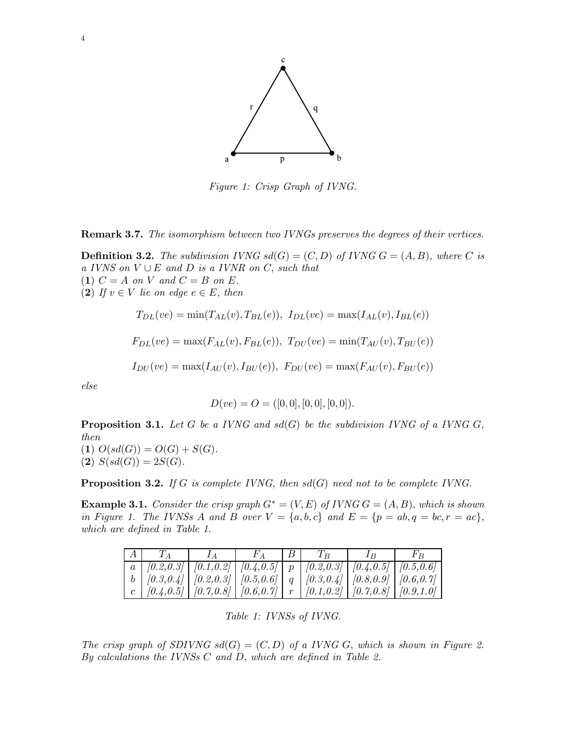Figure 1: Crisp Graph of IVNG.

**Remark 3.7.** *The isomorphism between two IVNGs preserves the degrees of their vertices.*

**Definition 3.2.** *The subdivision IVNG $sd(G) = (C, D)$ of IVNG $G = (A, B)$, where $C$ is a IVNS on $V \cup E$ and $D$ is a IVNR on $C$, such that*
(**1**) *$C = A$ on $V$ and $C = B$ on $E$.*
(**2**) *If $v \in V$ lie on edge $e \in E$, then*

$$T_{DL}(ve) = \min(T_{AL}(v), T_{BL}(e)), \ I_{DL}(ve) = \max(I_{AL}(v), I_{BL}(e))$$

$$F_{DL}(ve) = \max(F_{AL}(v), F_{BL}(e)), \ T_{DU}(ve) = \min(T_{AU}(v), T_{BU}(e))$$

$$I_{DU}(ve) = \max(I_{AU}(v), I_{BU}(e)), \ F_{DU}(ve) = \max(F_{AU}(v), F_{BU}(e))$$

*else*

$$D(ve) = O = ([0, 0], [0, 0], [0, 0]).$$

**Proposition 3.1.** *Let $G$ be a IVNG and $sd(G)$ be the subdivision IVNG of a IVNG $G$, then*
(**1**) *$O(sd(G)) = O(G) + S(G)$.*
(**2**) *$S(sd(G)) = 2S(G)$.*

**Proposition 3.2.** *If $G$ is complete IVNG, then $sd(G)$ need not to be complete IVNG.*

**Example 3.1.** *Consider the crisp graph $G^* = (V, E)$ of IVNG $G = (A, B)$, which is shown in Figure 1. The IVNSs $A$ and $B$ over $V = \{a, b, c\}$ and $E = \{p = ab, q = bc, r = ac\}$, which are defined in Table 1.*

| $A$ | $T_A$ | $I_A$ | $F_A$ | $B$ | $T_B$ | $I_B$ | $F_B$ |
|---|---|---|---|---|---|---|---|
| $a$ | [0.2,0.3] | [0.1,0.2] | [0.4,0.5] | $p$ | [0.2,0.3] | [0.4,0.5] | [0.5,0.6] |
| $b$ | [0.3,0.4] | [0.2,0.3] | [0.5,0.6] | $q$ | [0.3,0.4] | [0.8,0.9] | [0.6,0.7] |
| $c$ | [0.4,0.5] | [0.7,0.8] | [0.6,0.7] | $r$ | [0.1,0.2] | [0.7,0.8] | [0.9,1.0] |

Table 1: IVNSs of IVNG.

*The crisp graph of SDIVNG $sd(G) = (C, D)$ of a IVNG $G$, which is shown in Figure 2. By calculations the IVNSs $C$ and $D$, which are defined in Table 2.*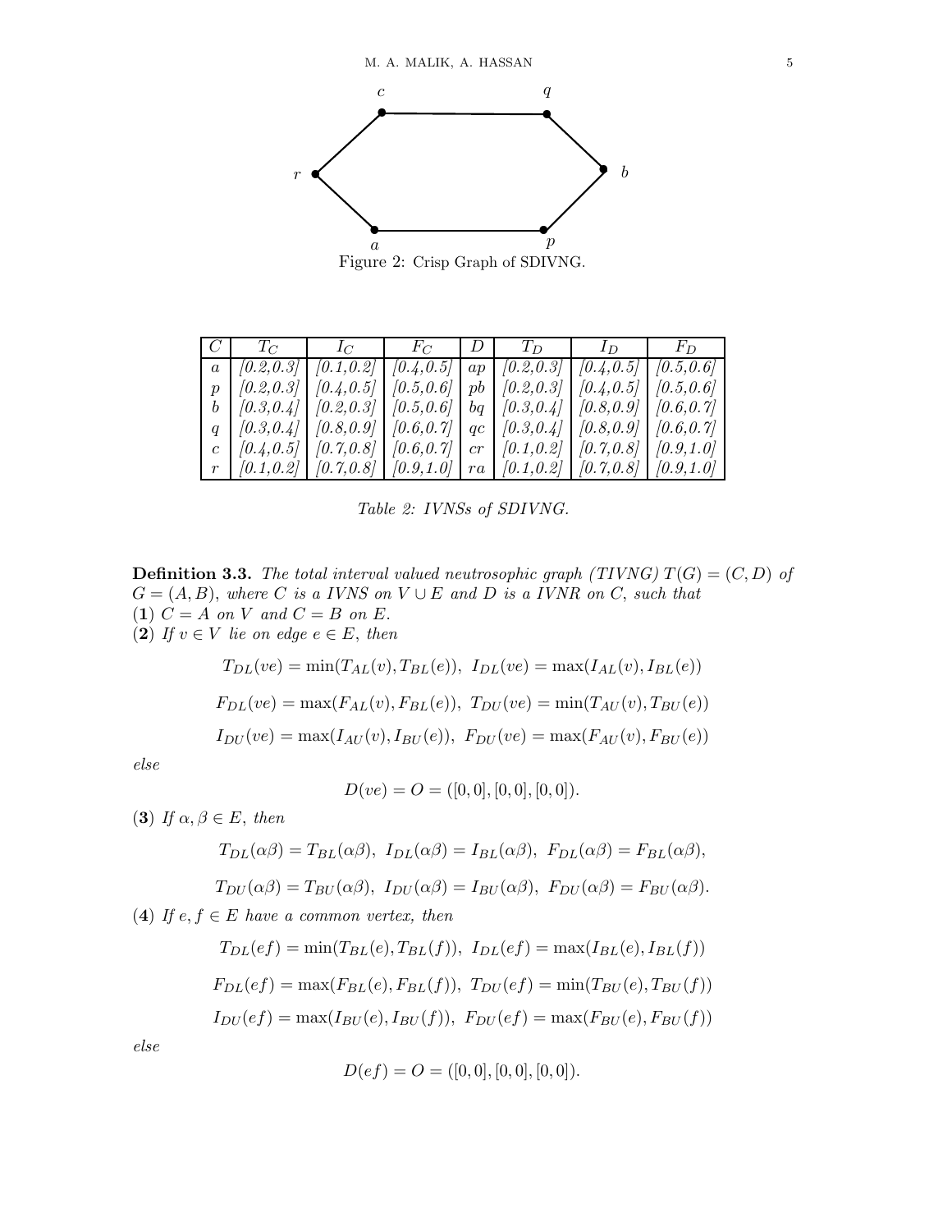Figure 2: Crisp Graph of SDIVNG.

| $C$ | $T_C$ | $I_C$ | $F_C$ | $D$ | $T_D$ | $I_D$ | $F_D$ |
|---|---|---|---|---|---|---|---|
| $a$ | [0.2,0.3] | [0.1,0.2] | [0.4,0.5] | $ap$ | [0.2,0.3] | [0.4,0.5] | [0.5,0.6] |
| $p$ | [0.2,0.3] | [0.4,0.5] | [0.5,0.6] | $pb$ | [0.2,0.3] | [0.4,0.5] | [0.5,0.6] |
| $b$ | [0.3,0.4] | [0.2,0.3] | [0.5,0.6] | $bq$ | [0.3,0.4] | [0.8,0.9] | [0.6,0.7] |
| $q$ | [0.3,0.4] | [0.8,0.9] | [0.6,0.7] | $qc$ | [0.3,0.4] | [0.8,0.9] | [0.6,0.7] |
| $c$ | [0.4,0.5] | [0.7,0.8] | [0.6,0.7] | $cr$ | [0.1,0.2] | [0.7,0.8] | [0.9,1.0] |
| $r$ | [0.1,0.2] | [0.7,0.8] | [0.9,1.0] | $ra$ | [0.1,0.2] | [0.7,0.8] | [0.9,1.0] |

*Table 2: IVNSs of SDIVNG.*

**Definition 3.3.** *The total interval valued neutrosophic graph (TIVNG) $T(G) = (C, D)$ of $G = (A, B)$, where $C$ is a IVNS on $V \cup E$ and $D$ is a IVNR on $C$, such that*
**(1)** *$C = A$ on $V$ and $C = B$ on $E$.*
**(2)** *If $v \in V$ lie on edge $e \in E$, then*

$$T_{DL}(ve) = \min(T_{AL}(v), T_{BL}(e)),\ I_{DL}(ve) = \max(I_{AL}(v), I_{BL}(e))$$

$$F_{DL}(ve) = \max(F_{AL}(v), F_{BL}(e)),\ T_{DU}(ve) = \min(T_{AU}(v), T_{BU}(e))$$

$$I_{DU}(ve) = \max(I_{AU}(v), I_{BU}(e)),\ F_{DU}(ve) = \max(F_{AU}(v), F_{BU}(e))$$

*else*

$$D(ve) = O = ([0, 0], [0, 0], [0, 0]).$$

**(3)** *If $\alpha, \beta \in E$, then*

$$T_{DL}(\alpha\beta) = T_{BL}(\alpha\beta),\ I_{DL}(\alpha\beta) = I_{BL}(\alpha\beta),\ F_{DL}(\alpha\beta) = F_{BL}(\alpha\beta),$$

$$T_{DU}(\alpha\beta) = T_{BU}(\alpha\beta),\ I_{DU}(\alpha\beta) = I_{BU}(\alpha\beta),\ F_{DU}(\alpha\beta) = F_{BU}(\alpha\beta).$$

**(4)** *If $e, f \in E$ have a common vertex, then*

$$T_{DL}(ef) = \min(T_{BL}(e), T_{BL}(f)),\ I_{DL}(ef) = \max(I_{BL}(e), I_{BL}(f))$$

$$F_{DL}(ef) = \max(F_{BL}(e), F_{BL}(f)),\ T_{DU}(ef) = \min(T_{BU}(e), T_{BU}(f))$$

$$I_{DU}(ef) = \max(I_{BU}(e), I_{BU}(f)),\ F_{DU}(ef) = \max(F_{BU}(e), F_{BU}(f))$$

*else*

$$D(ef) = O = ([0, 0], [0, 0], [0, 0]).$$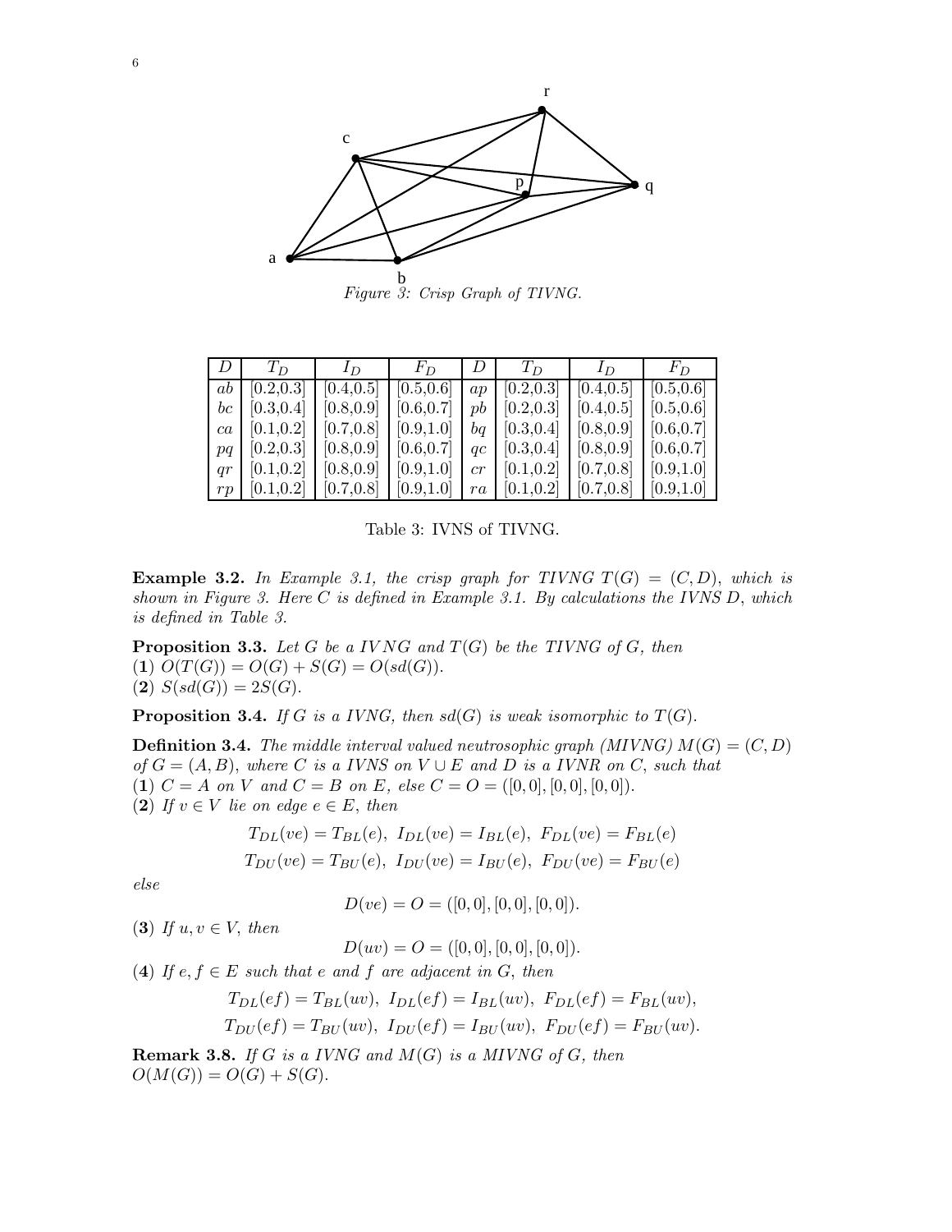Figure 3: Crisp Graph of TIVNG.

| $D$ | $T_D$ | $I_D$ | $F_D$ | $D$ | $T_D$ | $I_D$ | $F_D$ |
|---|---|---|---|---|---|---|---|
| $ab$ | [0.2,0.3] | [0.4,0.5] | [0.5,0.6] | $ap$ | [0.2,0.3] | [0.4,0.5] | [0.5,0.6] |
| $bc$ | [0.3,0.4] | [0.8,0.9] | [0.6,0.7] | $pb$ | [0.2,0.3] | [0.4,0.5] | [0.5,0.6] |
| $ca$ | [0.1,0.2] | [0.7,0.8] | [0.9,1.0] | $bq$ | [0.3,0.4] | [0.8,0.9] | [0.6,0.7] |
| $pq$ | [0.2,0.3] | [0.8,0.9] | [0.6,0.7] | $qc$ | [0.3,0.4] | [0.8,0.9] | [0.6,0.7] |
| $qr$ | [0.1,0.2] | [0.8,0.9] | [0.9,1.0] | $cr$ | [0.1,0.2] | [0.7,0.8] | [0.9,1.0] |
| $rp$ | [0.1,0.2] | [0.7,0.8] | [0.9,1.0] | $ra$ | [0.1,0.2] | [0.7,0.8] | [0.9,1.0] |

Table 3: IVNS of TIVNG.

**Example 3.2.** *In Example 3.1, the crisp graph for TIVNG $T(G) = (C, D)$, which is shown in Figure 3. Here $C$ is defined in Example 3.1. By calculations the IVNS $D$, which is defined in Table 3.*

**Proposition 3.3.** *Let $G$ be a $IVNG$ and $T(G)$ be the TIVNG of $G$, then*
**(1)** $O(T(G)) = O(G) + S(G) = O(sd(G))$.
**(2)** $S(sd(G)) = 2S(G)$.

**Proposition 3.4.** *If $G$ is a IVNG, then $sd(G)$ is weak isomorphic to $T(G)$.*

**Definition 3.4.** *The middle interval valued neutrosophic graph (MIVNG) $M(G) = (C, D)$ of $G = (A, B)$, where $C$ is a IVNS on $V \cup E$ and $D$ is a IVNR on $C$, such that*
**(1)** *$C = A$ on $V$ and $C = B$ on $E$, else $C = O = ([0, 0], [0, 0], [0, 0])$.*
**(2)** *If $v \in V$ lie on edge $e \in E$, then*

$$T_{DL}(ve) = T_{BL}(e),\ I_{DL}(ve) = I_{BL}(e),\ F_{DL}(ve) = F_{BL}(e)$$
$$T_{DU}(ve) = T_{BU}(e),\ I_{DU}(ve) = I_{BU}(e),\ F_{DU}(ve) = F_{BU}(e)$$

*else*

$$D(ve) = O = ([0, 0], [0, 0], [0, 0]).$$

**(3)** *If $u, v \in V$, then*

$$D(uv) = O = ([0, 0], [0, 0], [0, 0]).$$

**(4)** *If $e, f \in E$ such that $e$ and $f$ are adjacent in $G$, then*

$$T_{DL}(ef) = T_{BL}(uv),\ I_{DL}(ef) = I_{BL}(uv),\ F_{DL}(ef) = F_{BL}(uv),$$
$$T_{DU}(ef) = T_{BU}(uv),\ I_{DU}(ef) = I_{BU}(uv),\ F_{DU}(ef) = F_{BU}(uv).$$

**Remark 3.8.** *If $G$ is a IVNG and $M(G)$ is a MIVNG of $G$, then*
$O(M(G)) = O(G) + S(G)$.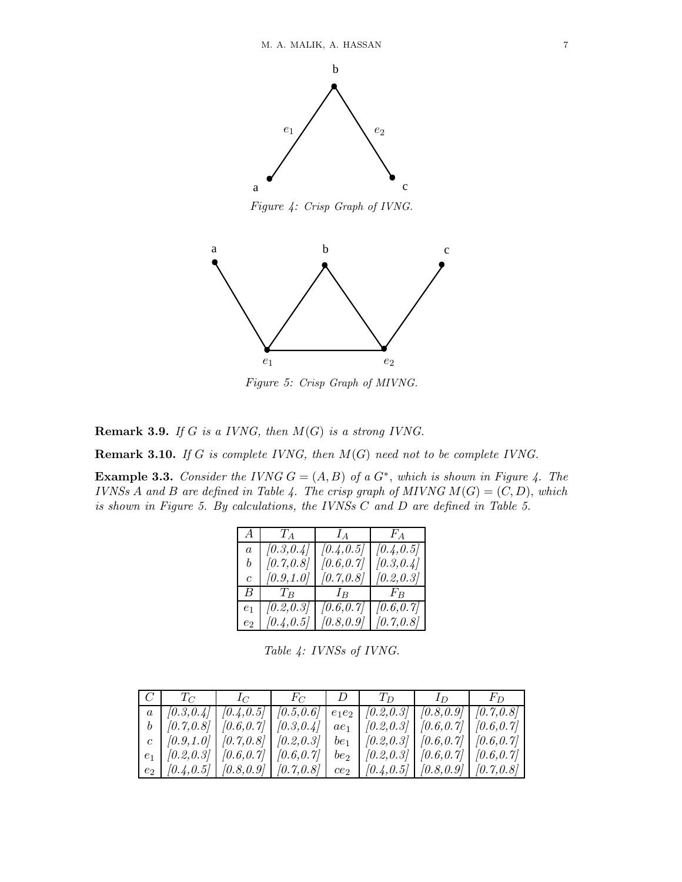Figure 4: Crisp Graph of IVNG.

Figure 5: Crisp Graph of MIVNG.

**Remark 3.9.** *If $G$ is a IVNG, then $M(G)$ is a strong IVNG.*

**Remark 3.10.** *If $G$ is complete IVNG, then $M(G)$ need not to be complete IVNG.*

**Example 3.3.** *Consider the IVNG $G = (A, B)$ of a $G^*$, which is shown in Figure 4. The IVNSs $A$ and $B$ are defined in Table 4. The crisp graph of MIVNG $M(G) = (C, D)$, which is shown in Figure 5. By calculations, the IVNSs $C$ and $D$ are defined in Table 5.*

| $A$ | $T_A$ | $I_A$ | $F_A$ |
|---|---|---|---|
| $a$ | [0.3,0.4] | [0.4,0.5] | [0.4,0.5] |
| $b$ | [0.7,0.8] | [0.6,0.7] | [0.3,0.4] |
| $c$ | [0.9,1.0] | [0.7,0.8] | [0.2,0.3] |
| $B$ | $T_B$ | $I_B$ | $F_B$ |
| $e_1$ | [0.2,0.3] | [0.6,0.7] | [0.6,0.7] |
| $e_2$ | [0.4,0.5] | [0.8,0.9] | [0.7,0.8] |

*Table 4: IVNSs of IVNG.*

| $C$ | $T_C$ | $I_C$ | $F_C$ | $D$ | $T_D$ | $I_D$ | $F_D$ |
|---|---|---|---|---|---|---|---|
| $a$ | [0.3,0.4] | [0.4,0.5] | [0.5,0.6] | $e_1e_2$ | [0.2,0.3] | [0.8,0.9] | [0.7,0.8] |
| $b$ | [0.7,0.8] | [0.6,0.7] | [0.3,0.4] | $ae_1$ | [0.2,0.3] | [0.6,0.7] | [0.6,0.7] |
| $c$ | [0.9,1.0] | [0.7,0.8] | [0.2,0.3] | $be_1$ | [0.2,0.3] | [0.6,0.7] | [0.6,0.7] |
| $e_1$ | [0.2,0.3] | [0.6,0.7] | [0.6,0.7] | $be_2$ | [0.2,0.3] | [0.6,0.7] | [0.6,0.7] |
| $e_2$ | [0.4,0.5] | [0.8,0.9] | [0.7,0.8] | $ce_2$ | [0.4,0.5] | [0.8,0.9] | [0.7,0.8] |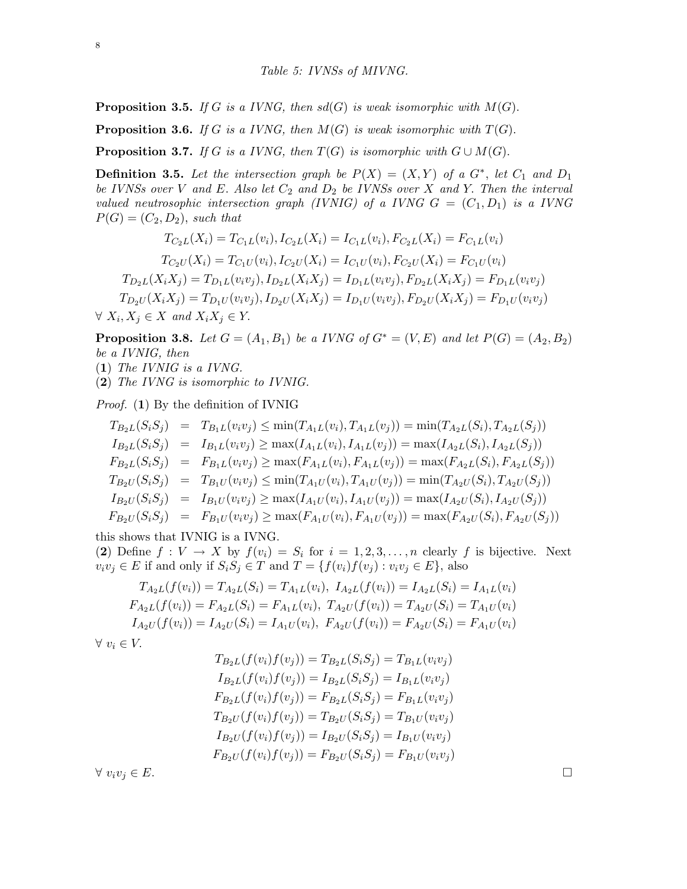*Table 5: IVNSs of MIVNG.*

**Proposition 3.5.** *If $G$ is a IVNG, then $sd(G)$ is weak isomorphic with $M(G)$.*

**Proposition 3.6.** *If $G$ is a IVNG, then $M(G)$ is weak isomorphic with $T(G)$.*

**Proposition 3.7.** *If $G$ is a IVNG, then $T(G)$ is isomorphic with $G \cup M(G)$.*

**Definition 3.5.** *Let the intersection graph be $P(X) = (X, Y)$ of a $G^*$, let $C_1$ and $D_1$ be IVNSs over $V$ and $E$. Also let $C_2$ and $D_2$ be IVNSs over $X$ and $Y$. Then the interval valued neutrosophic intersection graph (IVNIG) of a IVNG $G = (C_1, D_1)$ is a IVNG $P(G) = (C_2, D_2)$, such that*

$$T_{C_2L}(X_i) = T_{C_1L}(v_i), I_{C_2L}(X_i) = I_{C_1L}(v_i), F_{C_2L}(X_i) = F_{C_1L}(v_i)$$

$$T_{C_2U}(X_i) = T_{C_1U}(v_i), I_{C_2U}(X_i) = I_{C_1U}(v_i), F_{C_2U}(X_i) = F_{C_1U}(v_i)$$

$$T_{D_2L}(X_iX_j) = T_{D_1L}(v_iv_j), I_{D_2L}(X_iX_j) = I_{D_1L}(v_iv_j), F_{D_2L}(X_iX_j) = F_{D_1L}(v_iv_j)$$

$$T_{D_2U}(X_iX_j) = T_{D_1U}(v_iv_j), I_{D_2U}(X_iX_j) = I_{D_1U}(v_iv_j), F_{D_2U}(X_iX_j) = F_{D_1U}(v_iv_j)$$

*$\forall\ X_i, X_j \in X$ and $X_iX_j \in Y$.*

**Proposition 3.8.** *Let $G = (A_1, B_1)$ be a IVNG of $G^* = (V, E)$ and let $P(G) = (A_2, B_2)$ be a IVNIG, then*
**(1)** *The IVNIG is a IVNG.*
**(2)** *The IVNG is isomorphic to IVNIG.*

*Proof.* **(1)** By the definition of IVNIG

$$\begin{aligned}
T_{B_2L}(S_iS_j) &= T_{B_1L}(v_iv_j) \leq \min(T_{A_1L}(v_i), T_{A_1L}(v_j)) = \min(T_{A_2L}(S_i), T_{A_2L}(S_j)) \\
I_{B_2L}(S_iS_j) &= I_{B_1L}(v_iv_j) \geq \max(I_{A_1L}(v_i), I_{A_1L}(v_j)) = \max(I_{A_2L}(S_i), I_{A_2L}(S_j)) \\
F_{B_2L}(S_iS_j) &= F_{B_1L}(v_iv_j) \geq \max(F_{A_1L}(v_i), F_{A_1L}(v_j)) = \max(F_{A_2L}(S_i), F_{A_2L}(S_j)) \\
T_{B_2U}(S_iS_j) &= T_{B_1U}(v_iv_j) \leq \min(T_{A_1U}(v_i), T_{A_1U}(v_j)) = \min(T_{A_2U}(S_i), T_{A_2U}(S_j)) \\
I_{B_2U}(S_iS_j) &= I_{B_1U}(v_iv_j) \geq \max(I_{A_1U}(v_i), I_{A_1U}(v_j)) = \max(I_{A_2U}(S_i), I_{A_2U}(S_j)) \\
F_{B_2U}(S_iS_j) &= F_{B_1U}(v_iv_j) \geq \max(F_{A_1U}(v_i), F_{A_1U}(v_j)) = \max(F_{A_2U}(S_i), F_{A_2U}(S_j))
\end{aligned}$$

this shows that IVNIG is a IVNG.
**(2)** Define $f : V \to X$ by $f(v_i) = S_i$ for $i = 1, 2, 3, \ldots, n$ clearly $f$ is bijective. Next $v_iv_j \in E$ if and only if $S_iS_j \in T$ and $T = \{f(v_i)f(v_j) : v_iv_j \in E\}$, also

$$T_{A_2L}(f(v_i)) = T_{A_2L}(S_i) = T_{A_1L}(v_i),\ I_{A_2L}(f(v_i)) = I_{A_2L}(S_i) = I_{A_1L}(v_i)$$

$$F_{A_2L}(f(v_i)) = F_{A_2L}(S_i) = F_{A_1L}(v_i),\ T_{A_2U}(f(v_i)) = T_{A_2U}(S_i) = T_{A_1U}(v_i)$$

$$I_{A_2U}(f(v_i)) = I_{A_2U}(S_i) = I_{A_1U}(v_i),\ F_{A_2U}(f(v_i)) = F_{A_2U}(S_i) = F_{A_1U}(v_i)$$

$\forall\ v_i \in V$.

$$T_{B_2L}(f(v_i)f(v_j)) = T_{B_2L}(S_iS_j) = T_{B_1L}(v_iv_j)$$

$$I_{B_2L}(f(v_i)f(v_j)) = I_{B_2L}(S_iS_j) = I_{B_1L}(v_iv_j)$$

$$F_{B_2L}(f(v_i)f(v_j)) = F_{B_2L}(S_iS_j) = F_{B_1L}(v_iv_j)$$

$$T_{B_2U}(f(v_i)f(v_j)) = T_{B_2U}(S_iS_j) = T_{B_1U}(v_iv_j)$$

$$I_{B_2U}(f(v_i)f(v_j)) = I_{B_2U}(S_iS_j) = I_{B_1U}(v_iv_j)$$

$$F_{B_2U}(f(v_i)f(v_j)) = F_{B_2U}(S_iS_j) = F_{B_1U}(v_iv_j)$$

$\forall\ v_iv_j \in E$. □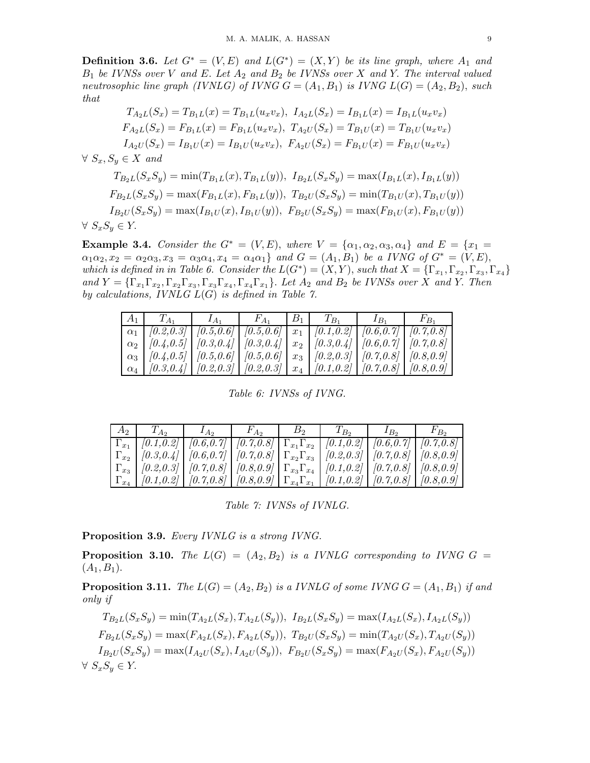**Definition 3.6.** *Let $G^* = (V, E)$ and $L(G^*) = (X, Y)$ be its line graph, where $A_1$ and $B_1$ be IVNSs over $V$ and $E$. Let $A_2$ and $B_2$ be IVNSs over $X$ and $Y$. The interval valued neutrosophic line graph (IVNLG) of IVNG $G = (A_1, B_1)$ is IVNG $L(G) = (A_2, B_2)$, such that*

$$T_{A_2L}(S_x) = T_{B_1L}(x) = T_{B_1L}(u_x v_x),\ I_{A_2L}(S_x) = I_{B_1L}(x) = I_{B_1L}(u_x v_x)$$
$$F_{A_2L}(S_x) = F_{B_1L}(x) = F_{B_1L}(u_x v_x),\ T_{A_2U}(S_x) = T_{B_1U}(x) = T_{B_1U}(u_x v_x)$$
$$I_{A_2U}(S_x) = I_{B_1U}(x) = I_{B_1U}(u_x v_x),\ F_{A_2U}(S_x) = F_{B_1U}(x) = F_{B_1U}(u_x v_x)$$

$\forall\ S_x, S_y \in X$ *and*

$$T_{B_2L}(S_xS_y) = \min(T_{B_1L}(x), T_{B_1L}(y)),\ I_{B_2L}(S_xS_y) = \max(I_{B_1L}(x), I_{B_1L}(y))$$
$$F_{B_2L}(S_xS_y) = \max(F_{B_1L}(x), F_{B_1L}(y)),\ T_{B_2U}(S_xS_y) = \min(T_{B_1U}(x), T_{B_1U}(y))$$
$$I_{B_2U}(S_xS_y) = \max(I_{B_1U}(x), I_{B_1U}(y)),\ F_{B_2U}(S_xS_y) = \max(F_{B_1U}(x), F_{B_1U}(y))$$

$\forall\ S_xS_y \in Y$.

**Example 3.4.** *Consider the $G^* = (V, E)$, where $V = \{\alpha_1, \alpha_2, \alpha_3, \alpha_4\}$ and $E = \{x_1 = \alpha_1\alpha_2, x_2 = \alpha_2\alpha_3, x_3 = \alpha_3\alpha_4, x_4 = \alpha_4\alpha_1\}$ and $G = (A_1, B_1)$ be a IVNG of $G^* = (V, E)$, which is defined in in Table 6. Consider the $L(G^*) = (X, Y)$, such that $X = \{\Gamma_{x_1}, \Gamma_{x_2}, \Gamma_{x_3}, \Gamma_{x_4}\}$ and $Y = \{\Gamma_{x_1}\Gamma_{x_2}, \Gamma_{x_2}\Gamma_{x_3}, \Gamma_{x_3}\Gamma_{x_4}, \Gamma_{x_4}\Gamma_{x_1}\}$. Let $A_2$ and $B_2$ be IVNSs over $X$ and $Y$. Then by calculations, IVNLG $L(G)$ is defined in Table 7.*

| $A_1$ | $T_{A_1}$ | $I_{A_1}$ | $F_{A_1}$ | $B_1$ | $T_{B_1}$ | $I_{B_1}$ | $F_{B_1}$ |
|---|---|---|---|---|---|---|---|
| $\alpha_1$ | [0.2,0.3] | [0.5,0.6] | [0.5,0.6] | $x_1$ | [0.1,0.2] | [0.6,0.7] | [0.7,0.8] |
| $\alpha_2$ | [0.4,0.5] | [0.3,0.4] | [0.3,0.4] | $x_2$ | [0.3,0.4] | [0.6,0.7] | [0.7,0.8] |
| $\alpha_3$ | [0.4,0.5] | [0.5,0.6] | [0.5,0.6] | $x_3$ | [0.2,0.3] | [0.7,0.8] | [0.8,0.9] |
| $\alpha_4$ | [0.3,0.4] | [0.2,0.3] | [0.2,0.3] | $x_4$ | [0.1,0.2] | [0.7,0.8] | [0.8,0.9] |

*Table 6: IVNSs of IVNG.*

| $A_2$ | $T_{A_2}$ | $I_{A_2}$ | $F_{A_2}$ | $B_2$ | $T_{B_2}$ | $I_{B_2}$ | $F_{B_2}$ |
|---|---|---|---|---|---|---|---|
| $\Gamma_{x_1}$ | [0.1,0.2] | [0.6,0.7] | [0.7,0.8] | $\Gamma_{x_1}\Gamma_{x_2}$ | [0.1,0.2] | [0.6,0.7] | [0.7,0.8] |
| $\Gamma_{x_2}$ | [0.3,0.4] | [0.6,0.7] | [0.7,0.8] | $\Gamma_{x_2}\Gamma_{x_3}$ | [0.2,0.3] | [0.7,0.8] | [0.8,0.9] |
| $\Gamma_{x_3}$ | [0.2,0.3] | [0.7,0.8] | [0.8,0.9] | $\Gamma_{x_3}\Gamma_{x_4}$ | [0.1,0.2] | [0.7,0.8] | [0.8,0.9] |
| $\Gamma_{x_4}$ | [0.1,0.2] | [0.7,0.8] | [0.8,0.9] | $\Gamma_{x_4}\Gamma_{x_1}$ | [0.1,0.2] | [0.7,0.8] | [0.8,0.9] |

*Table 7: IVNSs of IVNLG.*

**Proposition 3.9.** *Every IVNLG is a strong IVNG.*

**Proposition 3.10.** *The $L(G) = (A_2, B_2)$ is a IVNLG corresponding to IVNG $G = (A_1, B_1)$.*

**Proposition 3.11.** *The $L(G) = (A_2, B_2)$ is a IVNLG of some IVNG $G = (A_1, B_1)$ if and only if*

$$T_{B_2L}(S_xS_y) = \min(T_{A_2L}(S_x), T_{A_2L}(S_y)),\ I_{B_2L}(S_xS_y) = \max(I_{A_2L}(S_x), I_{A_2L}(S_y))$$
$$F_{B_2L}(S_xS_y) = \max(F_{A_2L}(S_x), F_{A_2L}(S_y)),\ T_{B_2U}(S_xS_y) = \min(T_{A_2U}(S_x), T_{A_2U}(S_y))$$
$$I_{B_2U}(S_xS_y) = \max(I_{A_2U}(S_x), I_{A_2U}(S_y)),\ F_{B_2U}(S_xS_y) = \max(F_{A_2U}(S_x), F_{A_2U}(S_y))$$

$\forall\ S_xS_y \in Y$.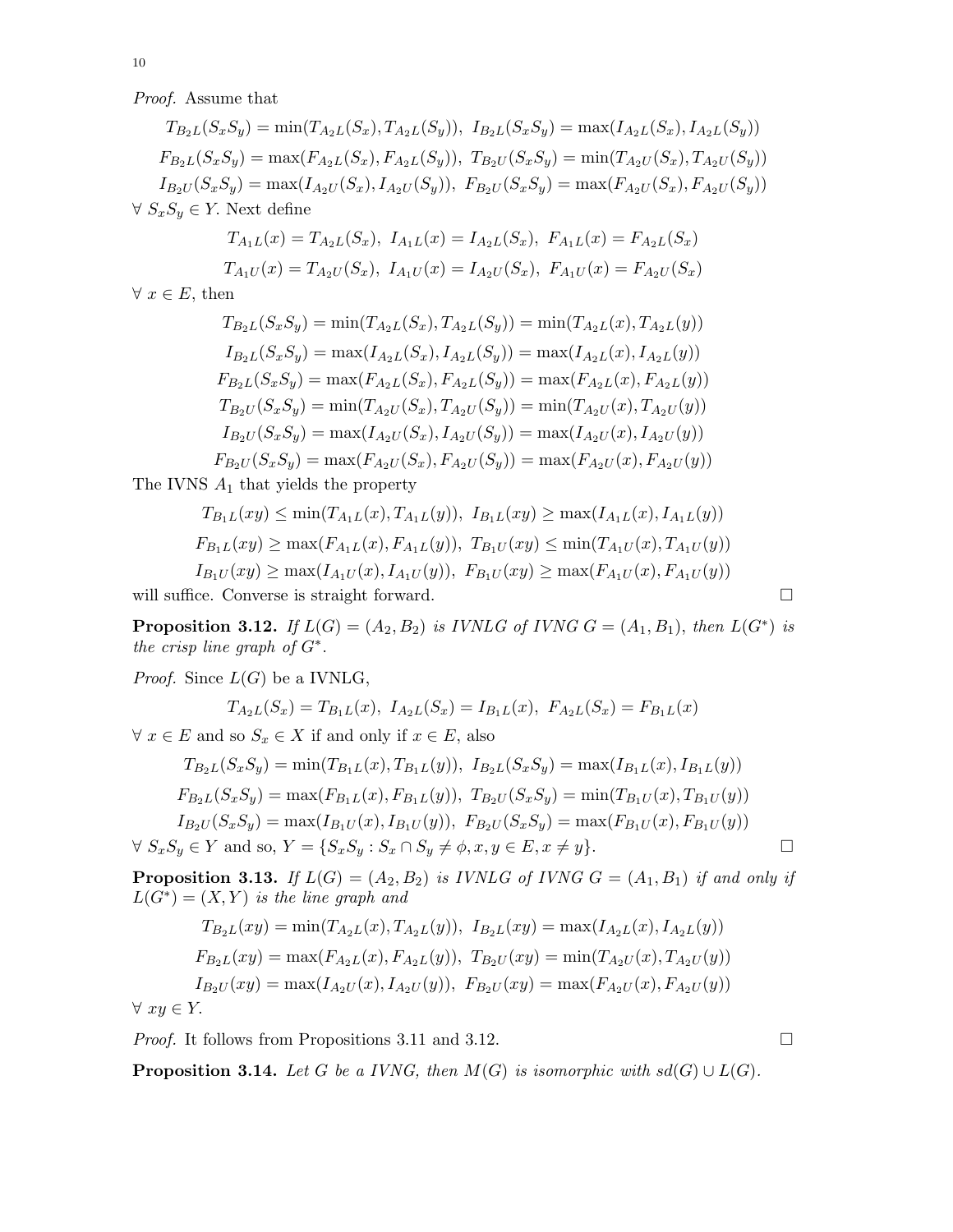*Proof.* Assume that

$$T_{B_2L}(S_xS_y) = \min(T_{A_2L}(S_x), T_{A_2L}(S_y)),\ I_{B_2L}(S_xS_y) = \max(I_{A_2L}(S_x), I_{A_2L}(S_y))$$
$$F_{B_2L}(S_xS_y) = \max(F_{A_2L}(S_x), F_{A_2L}(S_y)),\ T_{B_2U}(S_xS_y) = \min(T_{A_2U}(S_x), T_{A_2U}(S_y))$$
$$I_{B_2U}(S_xS_y) = \max(I_{A_2U}(S_x), I_{A_2U}(S_y)),\ F_{B_2U}(S_xS_y) = \max(F_{A_2U}(S_x), F_{A_2U}(S_y))$$

$\forall\ S_xS_y \in Y$. Next define

$$T_{A_1L}(x) = T_{A_2L}(S_x),\ I_{A_1L}(x) = I_{A_2L}(S_x),\ F_{A_1L}(x) = F_{A_2L}(S_x)$$
$$T_{A_1U}(x) = T_{A_2U}(S_x),\ I_{A_1U}(x) = I_{A_2U}(S_x),\ F_{A_1U}(x) = F_{A_2U}(S_x)$$

$\forall\ x \in E$, then

$$T_{B_2L}(S_xS_y) = \min(T_{A_2L}(S_x), T_{A_2L}(S_y)) = \min(T_{A_2L}(x), T_{A_2L}(y))$$
$$I_{B_2L}(S_xS_y) = \max(I_{A_2L}(S_x), I_{A_2L}(S_y)) = \max(I_{A_2L}(x), I_{A_2L}(y))$$
$$F_{B_2L}(S_xS_y) = \max(F_{A_2L}(S_x), F_{A_2L}(S_y)) = \max(F_{A_2L}(x), F_{A_2L}(y))$$
$$T_{B_2U}(S_xS_y) = \min(T_{A_2U}(S_x), T_{A_2U}(S_y)) = \min(T_{A_2U}(x), T_{A_2U}(y))$$
$$I_{B_2U}(S_xS_y) = \max(I_{A_2U}(S_x), I_{A_2U}(S_y)) = \max(I_{A_2U}(x), I_{A_2U}(y))$$
$$F_{B_2U}(S_xS_y) = \max(F_{A_2U}(S_x), F_{A_2U}(S_y)) = \max(F_{A_2U}(x), F_{A_2U}(y))$$

The IVNS $A_1$ that yields the property

$$T_{B_1L}(xy) \leq \min(T_{A_1L}(x), T_{A_1L}(y)),\ I_{B_1L}(xy) \geq \max(I_{A_1L}(x), I_{A_1L}(y))$$
$$F_{B_1L}(xy) \geq \max(F_{A_1L}(x), F_{A_1L}(y)),\ T_{B_1U}(xy) \leq \min(T_{A_1U}(x), T_{A_1U}(y))$$
$$I_{B_1U}(xy) \geq \max(I_{A_1U}(x), I_{A_1U}(y)),\ F_{B_1U}(xy) \geq \max(F_{A_1U}(x), F_{A_1U}(y))$$

will suffice. Converse is straight forward. □

**Proposition 3.12.** *If $L(G) = (A_2, B_2)$ is IVNLG of IVNG $G = (A_1, B_1)$, then $L(G^*)$ is the crisp line graph of $G^*$.*

*Proof.* Since $L(G)$ be a IVNLG,

$$T_{A_2L}(S_x) = T_{B_1L}(x),\ I_{A_2L}(S_x) = I_{B_1L}(x),\ F_{A_2L}(S_x) = F_{B_1L}(x)$$

$\forall\ x \in E$ and so $S_x \in X$ if and only if $x \in E$, also

$$T_{B_2L}(S_xS_y) = \min(T_{B_1L}(x), T_{B_1L}(y)),\ I_{B_2L}(S_xS_y) = \max(I_{B_1L}(x), I_{B_1L}(y))$$
$$F_{B_2L}(S_xS_y) = \max(F_{B_1L}(x), F_{B_1L}(y)),\ T_{B_2U}(S_xS_y) = \min(T_{B_1U}(x), T_{B_1U}(y))$$
$$I_{B_2U}(S_xS_y) = \max(I_{B_1U}(x), I_{B_1U}(y)),\ F_{B_2U}(S_xS_y) = \max(F_{B_1U}(x), F_{B_1U}(y))$$

$\forall\ S_xS_y \in Y$ and so, $Y = \{S_xS_y : S_x \cap S_y \neq \phi, x, y \in E, x \neq y\}$. □

**Proposition 3.13.** *If $L(G) = (A_2, B_2)$ is IVNLG of IVNG $G = (A_1, B_1)$ if and only if $L(G^*) = (X, Y)$ is the line graph and*

$$T_{B_2L}(xy) = \min(T_{A_2L}(x), T_{A_2L}(y)),\ I_{B_2L}(xy) = \max(I_{A_2L}(x), I_{A_2L}(y))$$
$$F_{B_2L}(xy) = \max(F_{A_2L}(x), F_{A_2L}(y)),\ T_{B_2U}(xy) = \min(T_{A_2U}(x), T_{A_2U}(y))$$
$$I_{B_2U}(xy) = \max(I_{A_2U}(x), I_{A_2U}(y)),\ F_{B_2U}(xy) = \max(F_{A_2U}(x), F_{A_2U}(y))$$

$\forall\ xy \in Y$.

*Proof.* It follows from Propositions 3.11 and 3.12. □

**Proposition 3.14.** *Let $G$ be a IVNG, then $M(G)$ is isomorphic with $sd(G) \cup L(G)$.*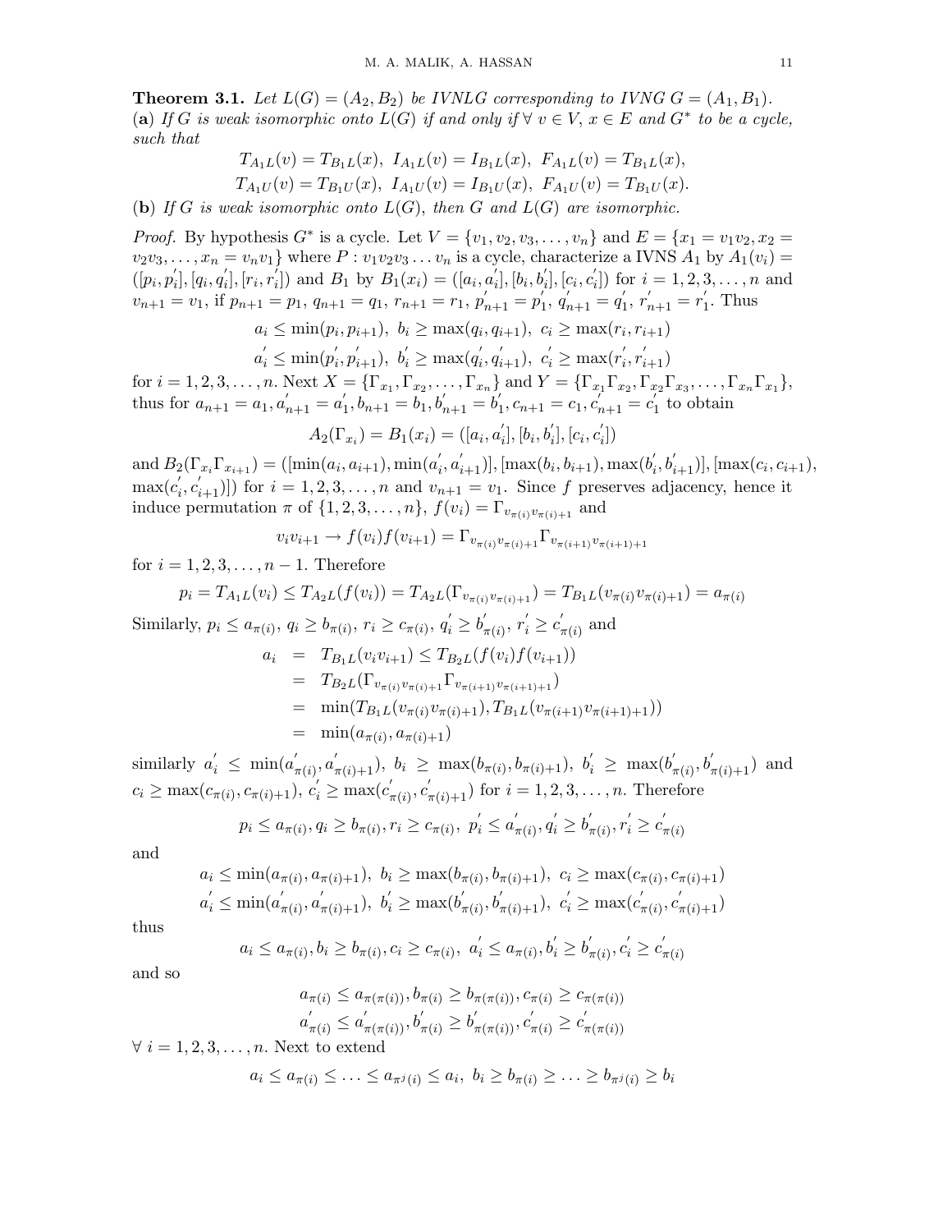**Theorem 3.1.** *Let $L(G) = (A_2, B_2)$ be IVNLG corresponding to IVNG $G = (A_1, B_1)$.*
(**a**) *If $G$ is weak isomorphic onto $L(G)$ if and only if $\forall\ v \in V$, $x \in E$ and $G^*$ to be a cycle, such that*

$$T_{A_1L}(v) = T_{B_1L}(x),\ I_{A_1L}(v) = I_{B_1L}(x),\ F_{A_1L}(v) = T_{B_1L}(x),$$
$$T_{A_1U}(v) = T_{B_1U}(x),\ I_{A_1U}(v) = I_{B_1U}(x),\ F_{A_1U}(v) = T_{B_1U}(x).$$

(**b**) *If $G$ is weak isomorphic onto $L(G)$, then $G$ and $L(G)$ are isomorphic.*

*Proof.* By hypothesis $G^*$ is a cycle. Let $V = \{v_1, v_2, v_3, \dots, v_n\}$ and $E = \{x_1 = v_1v_2, x_2 = v_2v_3, \dots, x_n = v_nv_1\}$ where $P : v_1v_2v_3 \dots v_n$ is a cycle, characterize a IVNS $A_1$ by $A_1(v_i) = ([p_i, p_i^{'}], [q_i, q_i^{'}], [r_i, r_i^{'}])$ and $B_1$ by $B_1(x_i) = ([a_i, a_i^{'}], [b_i, b_i^{'}], [c_i, c_i^{'}])$ for $i = 1, 2, 3, \dots, n$ and $v_{n+1} = v_1$, if $p_{n+1} = p_1$, $q_{n+1} = q_1$, $r_{n+1} = r_1$, $p_{n+1}^{'} = p_1^{'}$, $q_{n+1}^{'} = q_1^{'}$, $r_{n+1}^{'} = r_1^{'}$. Thus

$$a_i \le \min(p_i, p_{i+1}),\ b_i \ge \max(q_i, q_{i+1}),\ c_i \ge \max(r_i, r_{i+1})$$
$$a_i^{'} \le \min(p_i^{'}, p_{i+1}^{'}),\ b_i^{'} \ge \max(q_i^{'}, q_{i+1}^{'}),\ c_i^{'} \ge \max(r_i^{'}, r_{i+1}^{'})$$

for $i = 1, 2, 3, \dots, n$. Next $X = \{\Gamma_{x_1}, \Gamma_{x_2}, \dots, \Gamma_{x_n}\}$ and $Y = \{\Gamma_{x_1}\Gamma_{x_2}, \Gamma_{x_2}\Gamma_{x_3}, \dots, \Gamma_{x_n}\Gamma_{x_1}\}$, thus for $a_{n+1} = a_1, a_{n+1}^{'} = a_1^{'}, b_{n+1} = b_1, b_{n+1}^{'} = b_1^{'}, c_{n+1} = c_1, c_{n+1}^{'} = c_1^{'}$ to obtain

$$A_2(\Gamma_{x_i}) = B_1(x_i) = ([a_i, a_i^{'}], [b_i, b_i^{'}], [c_i, c_i^{'}])$$

and $B_2(\Gamma_{x_i}\Gamma_{x_{i+1}}) = ([\min(a_i, a_{i+1}), \min(a_i^{'}, a_{i+1}^{'})], [\max(b_i, b_{i+1}), \max(b_i^{'}, b_{i+1}^{'})], [\max(c_i, c_{i+1}), \max(c_i^{'}, c_{i+1}^{'})])$ for $i = 1, 2, 3, \dots, n$ and $v_{n+1} = v_1$. Since $f$ preserves adjacency, hence it induce permutation $\pi$ of $\{1, 2, 3, \dots, n\}$, $f(v_i) = \Gamma_{v_{\pi(i)}v_{\pi(i)+1}}$ and

$$v_iv_{i+1} \to f(v_i)f(v_{i+1}) = \Gamma_{v_{\pi(i)}v_{\pi(i)+1}}\Gamma_{v_{\pi(i+1)}v_{\pi(i+1)+1}}$$

for $i = 1, 2, 3, \dots, n-1$. Therefore

$$p_i = T_{A_1L}(v_i) \le T_{A_2L}(f(v_i)) = T_{A_2L}(\Gamma_{v_{\pi(i)}v_{\pi(i)+1}}) = T_{B_1L}(v_{\pi(i)}v_{\pi(i)+1}) = a_{\pi(i)}$$

Similarly, $p_i \le a_{\pi(i)}$, $q_i \ge b_{\pi(i)}$, $r_i \ge c_{\pi(i)}$, $q_i^{'} \ge b_{\pi(i)}^{'}$, $r_i^{'} \ge c_{\pi(i)}^{'}$ and

$$\begin{aligned}
a_i &= T_{B_1L}(v_iv_{i+1}) \le T_{B_2L}(f(v_i)f(v_{i+1})) \\
&= T_{B_2L}(\Gamma_{v_{\pi(i)}v_{\pi(i)+1}}\Gamma_{v_{\pi(i+1)}v_{\pi(i+1)+1}}) \\
&= \min(T_{B_1L}(v_{\pi(i)}v_{\pi(i)+1}), T_{B_1L}(v_{\pi(i+1)}v_{\pi(i+1)+1})) \\
&= \min(a_{\pi(i)}, a_{\pi(i)+1})
\end{aligned}$$

similarly $a_i^{'} \le \min(a_{\pi(i)}^{'}, a_{\pi(i)+1}^{'})$, $b_i \ge \max(b_{\pi(i)}, b_{\pi(i)+1})$, $b_i^{'} \ge \max(b_{\pi(i)}^{'}, b_{\pi(i)+1}^{'})$ and $c_i \ge \max(c_{\pi(i)}, c_{\pi(i)+1})$, $c_i^{'} \ge \max(c_{\pi(i)}^{'}, c_{\pi(i)+1}^{'})$ for $i = 1, 2, 3, \dots, n$. Therefore

$$p_i \le a_{\pi(i)}, q_i \ge b_{\pi(i)}, r_i \ge c_{\pi(i)},\ p_i^{'} \le a_{\pi(i)}^{'}, q_i^{'} \ge b_{\pi(i)}^{'}, r_i^{'} \ge c_{\pi(i)}^{'}$$

and

$$a_i \le \min(a_{\pi(i)}, a_{\pi(i)+1}),\ b_i \ge \max(b_{\pi(i)}, b_{\pi(i)+1}),\ c_i \ge \max(c_{\pi(i)}, c_{\pi(i)+1})$$
$$a_i^{'} \le \min(a_{\pi(i)}^{'}, a_{\pi(i)+1}^{'}),\ b_i^{'} \ge \max(b_{\pi(i)}^{'}, b_{\pi(i)+1}^{'}),\ c_i^{'} \ge \max(c_{\pi(i)}^{'}, c_{\pi(i)+1}^{'})$$

thus

$$a_i \le a_{\pi(i)}, b_i \ge b_{\pi(i)}, c_i \ge c_{\pi(i)},\ a_i^{'} \le a_{\pi(i)}, b_i^{'} \ge b_{\pi(i)}^{'}, c_i^{'} \ge c_{\pi(i)}^{'}$$

and so

$$a_{\pi(i)} \le a_{\pi(\pi(i))}, b_{\pi(i)} \ge b_{\pi(\pi(i))}, c_{\pi(i)} \ge c_{\pi(\pi(i))}$$
$$a_{\pi(i)}^{'} \le a_{\pi(\pi(i))}^{'}, b_{\pi(i)}^{'} \ge b_{\pi(\pi(i))}^{'}, c_{\pi(i)}^{'} \ge c_{\pi(\pi(i))}^{'}$$

$\forall\ i = 1, 2, 3, \dots, n$. Next to extend

$$a_i \le a_{\pi(i)} \le \dots \le a_{\pi^j(i)} \le a_i,\ b_i \ge b_{\pi(i)} \ge \dots \ge b_{\pi^j(i)} \ge b_i$$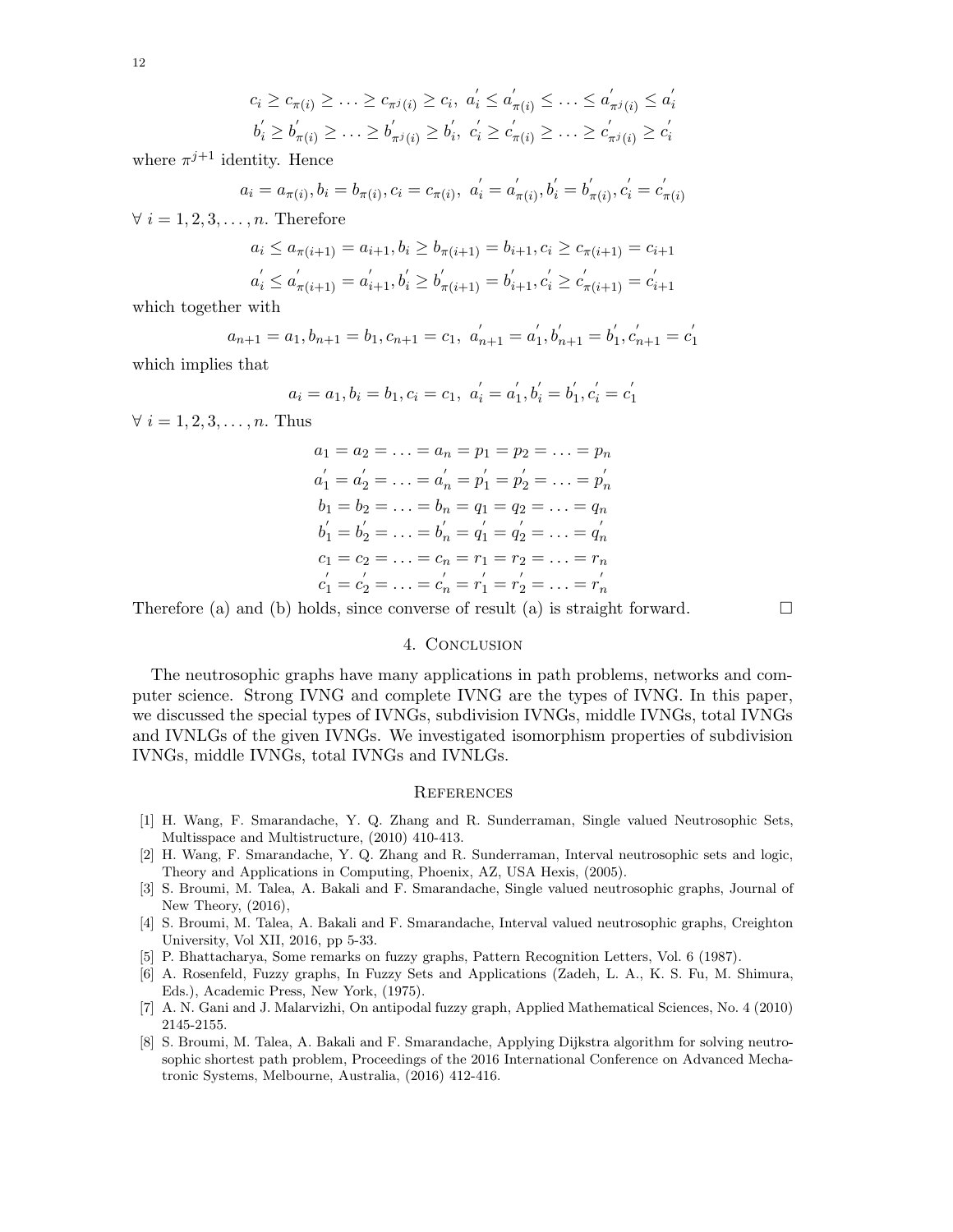$$c_i \geq c_{\pi(i)} \geq \ldots \geq c_{\pi^j(i)} \geq c_i,\ a_i^{'} \leq a_{\pi(i)}^{'} \leq \ldots \leq a_{\pi^j(i)}^{'} \leq a_i^{'}$$

$$b_i^{'} \geq b_{\pi(i)}^{'} \geq \ldots \geq b_{\pi^j(i)}^{'} \geq b_i^{'},\ c_i^{'} \geq c_{\pi(i)}^{'} \geq \ldots \geq c_{\pi^j(i)}^{'} \geq c_i^{'}$$

where $\pi^{j+1}$ identity. Hence

$$a_i = a_{\pi(i)}, b_i = b_{\pi(i)}, c_i = c_{\pi(i)},\ a_i^{'} = a_{\pi(i)}^{'}, b_i^{'} = b_{\pi(i)}^{'}, c_i^{'} = c_{\pi(i)}^{'}$$

$\forall\ i = 1, 2, 3, \ldots, n$. Therefore

$$a_i \leq a_{\pi(i+1)} = a_{i+1}, b_i \geq b_{\pi(i+1)} = b_{i+1}, c_i \geq c_{\pi(i+1)} = c_{i+1}$$

$$a_i^{'} \leq a_{\pi(i+1)}^{'} = a_{i+1}^{'}, b_i^{'} \geq b_{\pi(i+1)}^{'} = b_{i+1}^{'}, c_i^{'} \geq c_{\pi(i+1)}^{'} = c_{i+1}^{'}$$

which together with

$$a_{n+1} = a_1, b_{n+1} = b_1, c_{n+1} = c_1,\ a_{n+1}^{'} = a_1^{'}, b_{n+1}^{'} = b_1^{'}, c_{n+1}^{'} = c_1^{'}$$

which implies that

$$a_i = a_1, b_i = b_1, c_i = c_1,\ a_i^{'} = a_1^{'}, b_i^{'} = b_1^{'}, c_i^{'} = c_1^{'}$$

$\forall\ i = 1, 2, 3, \ldots, n$. Thus

$$a_1 = a_2 = \ldots = a_n = p_1 = p_2 = \ldots = p_n$$

$$a_1^{'} = a_2^{'} = \ldots = a_n^{'} = p_1^{'} = p_2^{'} = \ldots = p_n^{'}$$

$$b_1 = b_2 = \ldots = b_n = q_1 = q_2 = \ldots = q_n$$

$$b_1^{'} = b_2^{'} = \ldots = b_n^{'} = q_1^{'} = q_2^{'} = \ldots = q_n^{'}$$

$$c_1 = c_2 = \ldots = c_n = r_1 = r_2 = \ldots = r_n$$

$$c_1^{'} = c_2^{'} = \ldots = c_n^{'} = r_1^{'} = r_2^{'} = \ldots = r_n^{'}$$

Therefore (a) and (b) holds, since converse of result (a) is straight forward. □

## 4. Conclusion

The neutrosophic graphs have many applications in path problems, networks and computer science. Strong IVNG and complete IVNG are the types of IVNG. In this paper, we discussed the special types of IVNGs, subdivision IVNGs, middle IVNGs, total IVNGs and IVNLGs of the given IVNGs. We investigated isomorphism properties of subdivision IVNGs, middle IVNGs, total IVNGs and IVNLGs.

## References

[1] H. Wang, F. Smarandache, Y. Q. Zhang and R. Sunderraman, Single valued Neutrosophic Sets, Multisspace and Multistructure, (2010) 410-413.

[2] H. Wang, F. Smarandache, Y. Q. Zhang and R. Sunderraman, Interval neutrosophic sets and logic, Theory and Applications in Computing, Phoenix, AZ, USA Hexis, (2005).

[3] S. Broumi, M. Talea, A. Bakali and F. Smarandache, Single valued neutrosophic graphs, Journal of New Theory, (2016),

[4] S. Broumi, M. Talea, A. Bakali and F. Smarandache, Interval valued neutrosophic graphs, Creighton University, Vol XII, 2016, pp 5-33.

[5] P. Bhattacharya, Some remarks on fuzzy graphs, Pattern Recognition Letters, Vol. 6 (1987).

[6] A. Rosenfeld, Fuzzy graphs, In Fuzzy Sets and Applications (Zadeh, L. A., K. S. Fu, M. Shimura, Eds.), Academic Press, New York, (1975).

[7] A. N. Gani and J. Malarvizhi, On antipodal fuzzy graph, Applied Mathematical Sciences, No. 4 (2010) 2145-2155.

[8] S. Broumi, M. Talea, A. Bakali and F. Smarandache, Applying Dijkstra algorithm for solving neutrosophic shortest path problem, Proceedings of the 2016 International Conference on Advanced Mechatronic Systems, Melbourne, Australia, (2016) 412-416.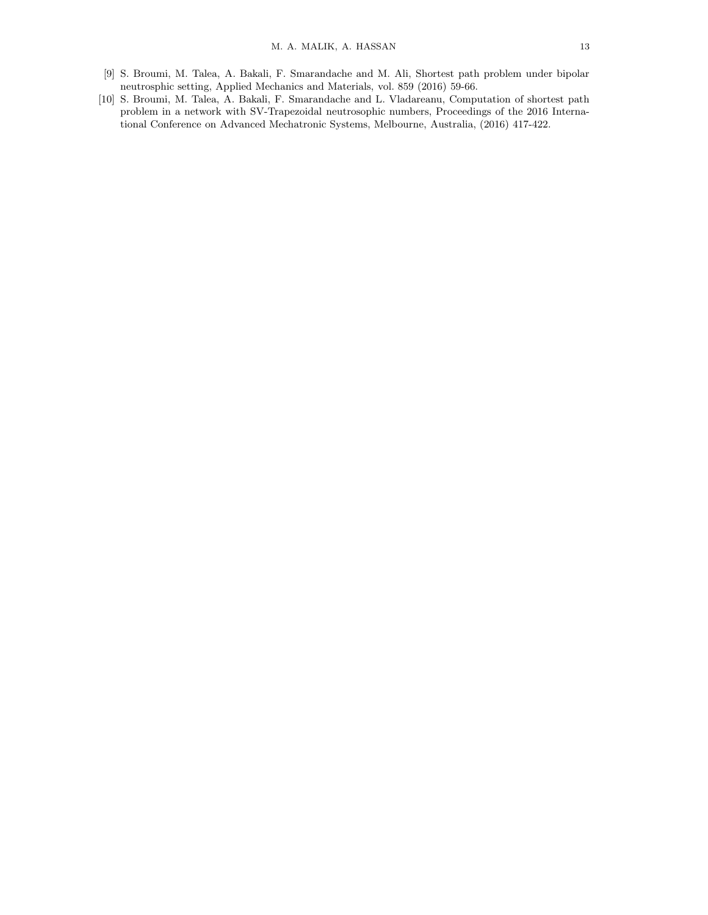[9] S. Broumi, M. Talea, A. Bakali, F. Smarandache and M. Ali, Shortest path problem under bipolar neutrosphic setting, Applied Mechanics and Materials, vol. 859 (2016) 59-66.

[10] S. Broumi, M. Talea, A. Bakali, F. Smarandache and L. Vladareanu, Computation of shortest path problem in a network with SV-Trapezoidal neutrosophic numbers, Proceedings of the 2016 International Conference on Advanced Mechatronic Systems, Melbourne, Australia, (2016) 417-422.